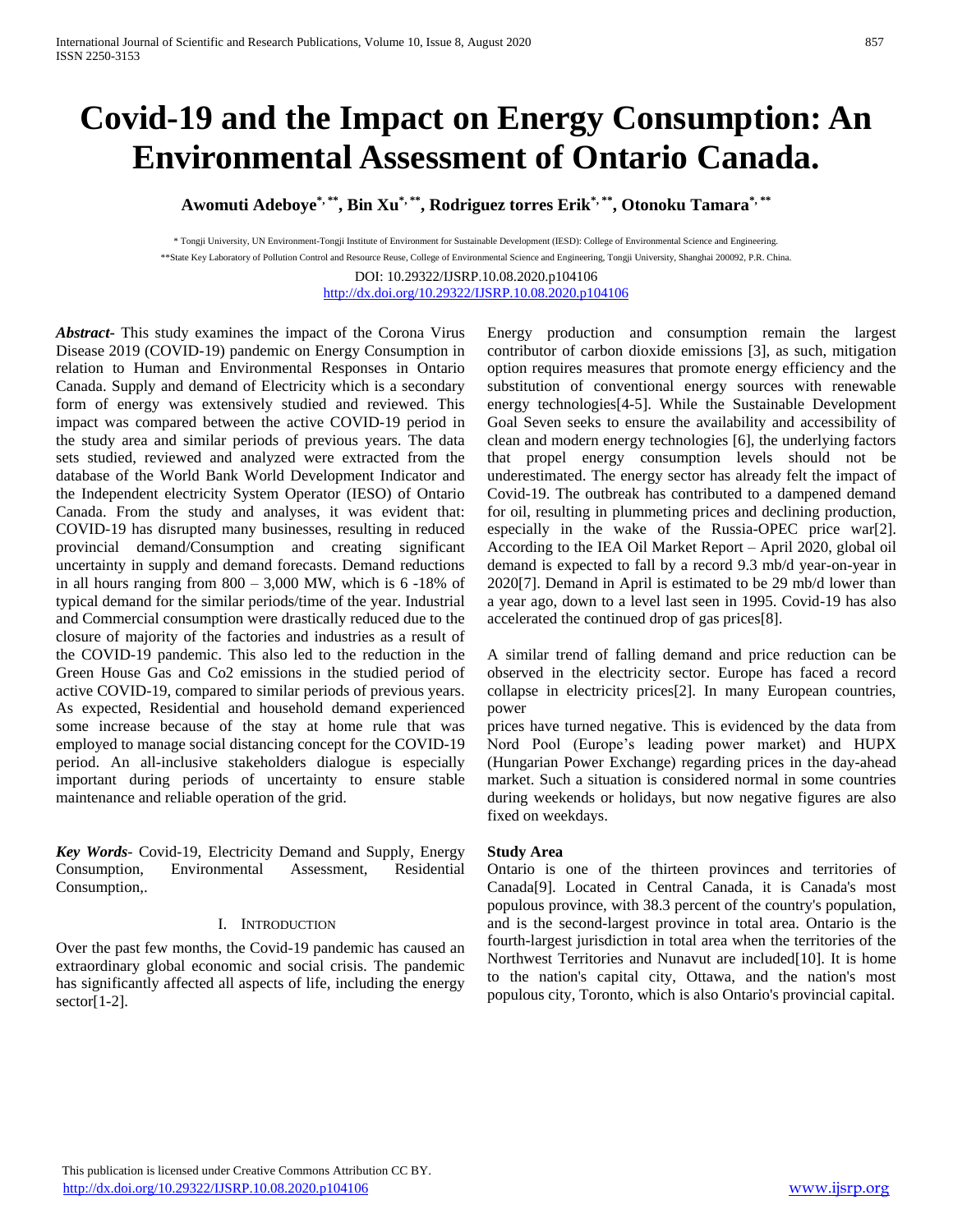# Covid-19 and the Impact on Energy Consumption: An Environmental Assessment of Ontario Canada.

**Awomuti Adeboye[*, **], Bin Xu[*, **], Rodriguez torres Erik[*, **], Otonoku Tamara[*, **]**

[*] Tongji University, UN Environment-Tongji Institute of Environment for Sustainable Development (IESD): College of Environmental Science and Engineering.

[**] State Key Laboratory of Pollution Control and Resource Reuse, College of Environmental Science and Engineering, Tongji University, Shanghai 200092, P.R. China.

DOI: 10.29322/IJSRP.10.08.2020.p104106
http://dx.doi.org/10.29322/IJSRP.10.08.2020.p104106

***Abstract***- This study examines the impact of the Corona Virus Disease 2019 (COVID-19) pandemic on Energy Consumption in relation to Human and Environmental Responses in Ontario Canada. Supply and demand of Electricity which is a secondary form of energy was extensively studied and reviewed. This impact was compared between the active COVID-19 period in the study area and similar periods of previous years. The data sets studied, reviewed and analyzed were extracted from the database of the World Bank World Development Indicator and the Independent electricity System Operator (IESO) of Ontario Canada. From the study and analyses, it was evident that: COVID-19 has disrupted many businesses, resulting in reduced provincial demand/Consumption and creating significant uncertainty in supply and demand forecasts. Demand reductions in all hours ranging from 800 – 3,000 MW, which is 6 -18% of typical demand for the similar periods/time of the year. Industrial and Commercial consumption were drastically reduced due to the closure of majority of the factories and industries as a result of the COVID-19 pandemic. This also led to the reduction in the Green House Gas and Co2 emissions in the studied period of active COVID-19, compared to similar periods of previous years. As expected, Residential and household demand experienced some increase because of the stay at home rule that was employed to manage social distancing concept for the COVID-19 period. An all-inclusive stakeholders dialogue is especially important during periods of uncertainty to ensure stable maintenance and reliable operation of the grid.

***Key Words***- Covid-19, Electricity Demand and Supply, Energy Consumption, Environmental Assessment, Residential Consumption,.

## I. Introduction

Over the past few months, the Covid-19 pandemic has caused an extraordinary global economic and social crisis. The pandemic has significantly affected all aspects of life, including the energy sector[1-2].

Energy production and consumption remain the largest contributor of carbon dioxide emissions [3], as such, mitigation option requires measures that promote energy efficiency and the substitution of conventional energy sources with renewable energy technologies[4-5]. While the Sustainable Development Goal Seven seeks to ensure the availability and accessibility of clean and modern energy technologies [6], the underlying factors that propel energy consumption levels should not be underestimated. The energy sector has already felt the impact of Covid-19. The outbreak has contributed to a dampened demand for oil, resulting in plummeting prices and declining production, especially in the wake of the Russia-OPEC price war[2]. According to the IEA Oil Market Report – April 2020, global oil demand is expected to fall by a record 9.3 mb/d year-on-year in 2020[7]. Demand in April is estimated to be 29 mb/d lower than a year ago, down to a level last seen in 1995. Covid-19 has also accelerated the continued drop of gas prices[8].

A similar trend of falling demand and price reduction can be observed in the electricity sector. Europe has faced a record collapse in electricity prices[2]. In many European countries, power prices have turned negative. This is evidenced by the data from Nord Pool (Europe's leading power market) and HUPX (Hungarian Power Exchange) regarding prices in the day-ahead market. Such a situation is considered normal in some countries during weekends or holidays, but now negative figures are also fixed on weekdays.

### Study Area

Ontario is one of the thirteen provinces and territories of Canada[9]. Located in Central Canada, it is Canada's most populous province, with 38.3 percent of the country's population, and is the second-largest province in total area. Ontario is the fourth-largest jurisdiction in total area when the territories of the Northwest Territories and Nunavut are included[10]. It is home to the nation's capital city, Ottawa, and the nation's most populous city, Toronto, which is also Ontario's provincial capital.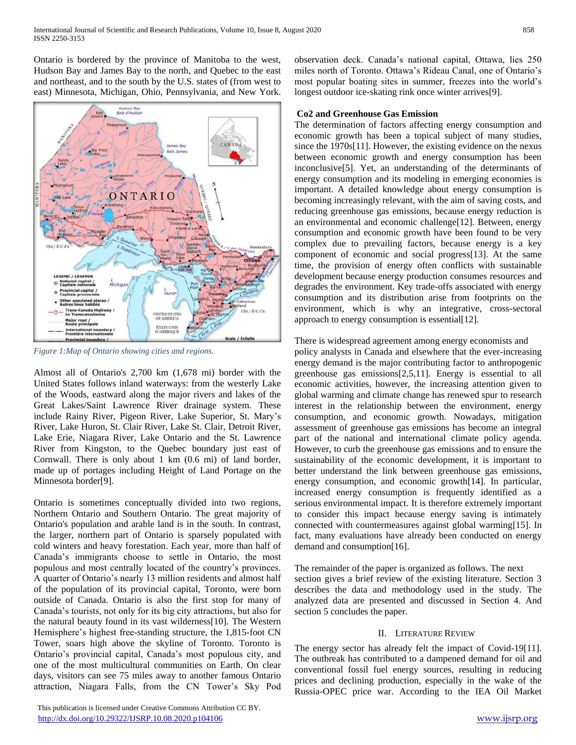Ontario is bordered by the province of Manitoba to the west, Hudson Bay and James Bay to the north, and Quebec to the east and northeast, and to the south by the U.S. states of (from west to east) Minnesota, Michigan, Ohio, Pennsylvania, and New York.

*Figure 1:Map of Ontario showing cities and regions.*

Almost all of Ontario's 2,700 km (1,678 mi) border with the United States follows inland waterways: from the westerly Lake of the Woods, eastward along the major rivers and lakes of the Great Lakes/Saint Lawrence River drainage system. These include Rainy River, Pigeon River, Lake Superior, St. Mary's River, Lake Huron, St. Clair River, Lake St. Clair, Detroit River, Lake Erie, Niagara River, Lake Ontario and the St. Lawrence River from Kingston, to the Quebec boundary just east of Cornwall. There is only about 1 km (0.6 mi) of land border, made up of portages including Height of Land Portage on the Minnesota border[9].

Ontario is sometimes conceptually divided into two regions, Northern Ontario and Southern Ontario. The great majority of Ontario's population and arable land is in the south. In contrast, the larger, northern part of Ontario is sparsely populated with cold winters and heavy forestation. Each year, more than half of Canada's immigrants choose to settle in Ontario, the most populous and most centrally located of the country's provinces. A quarter of Ontario's nearly 13 million residents and almost half of the population of its provincial capital, Toronto, were born outside of Canada. Ontario is also the first stop for many of Canada's tourists, not only for its big city attractions, but also for the natural beauty found in its vast wilderness[10]. The Western Hemisphere's highest free-standing structure, the 1,815-foot CN Tower, soars high above the skyline of Toronto. Toronto is Ontario's provincial capital, Canada's most populous city, and one of the most multicultural communities on Earth. On clear days, visitors can see 75 miles away to another famous Ontario attraction, Niagara Falls, from the CN Tower's Sky Pod observation deck. Canada's national capital, Ottawa, lies 250 miles north of Toronto. Ottawa's Rideau Canal, one of Ontario's most popular boating sites in summer, freezes into the world's longest outdoor ice-skating rink once winter arrives[9].

**Co2 and Greenhouse Gas Emission**

The determination of factors affecting energy consumption and economic growth has been a topical subject of many studies, since the 1970s[11]. However, the existing evidence on the nexus between economic growth and energy consumption has been inconclusive[5]. Yet, an understanding of the determinants of energy consumption and its modeling in emerging economies is important. A detailed knowledge about energy consumption is becoming increasingly relevant, with the aim of saving costs, and reducing greenhouse gas emissions, because energy reduction is an environmental and economic challenge[12]. Between, energy consumption and economic growth have been found to be very complex due to prevailing factors, because energy is a key component of economic and social progress[13]. At the same time, the provision of energy often conflicts with sustainable development because energy production consumes resources and degrades the environment. Key trade-offs associated with energy consumption and its distribution arise from footprints on the environment, which is why an integrative, cross-sectoral approach to energy consumption is essential[12].

There is widespread agreement among energy economists and policy analysts in Canada and elsewhere that the ever-increasing energy demand is the major contributing factor to anthropogenic greenhouse gas emissions[2,5,11]. Energy is essential to all economic activities, however, the increasing attention given to global warming and climate change has renewed spur to research interest in the relationship between the environment, energy consumption, and economic growth. Nowadays, mitigation assessment of greenhouse gas emissions has become an integral part of the national and international climate policy agenda. However, to curb the greenhouse gas emissions and to ensure the sustainability of the economic development, it is important to better understand the link between greenhouse gas emissions, energy consumption, and economic growth[14]. In particular, increased energy consumption is frequently identified as a serious environmental impact. It is therefore extremely important to consider this impact because energy saving is intimately connected with countermeasures against global warming[15]. In fact, many evaluations have already been conducted on energy demand and consumption[16].

The remainder of the paper is organized as follows. The next section gives a brief review of the existing literature. Section 3 describes the data and methodology used in the study. The analyzed data are presented and discussed in Section 4. And section 5 concludes the paper.

## II. Literature Review

The energy sector has already felt the impact of Covid-19[11]. The outbreak has contributed to a dampened demand for oil and conventional fossil fuel energy sources, resulting in reducing prices and declining production, especially in the wake of the Russia-OPEC price war. According to the IEA Oil Market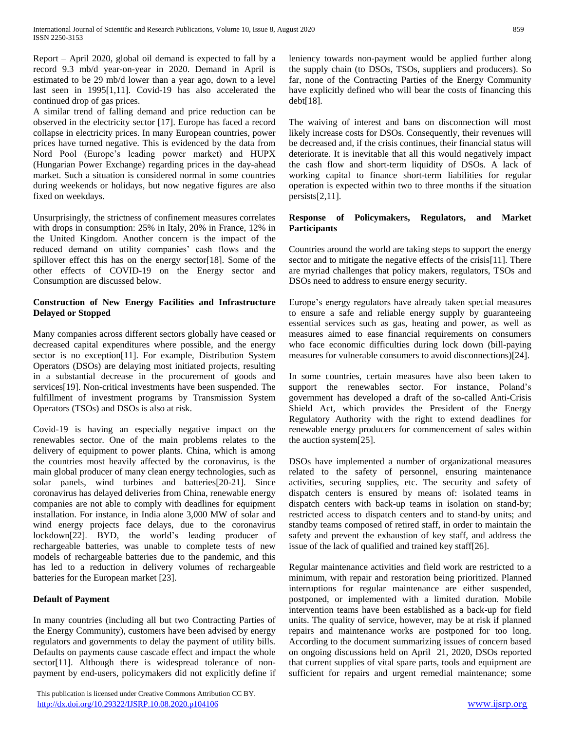Report – April 2020, global oil demand is expected to fall by a record 9.3 mb/d year-on-year in 2020. Demand in April is estimated to be 29 mb/d lower than a year ago, down to a level last seen in 1995[1,11]. Covid-19 has also accelerated the continued drop of gas prices.

A similar trend of falling demand and price reduction can be observed in the electricity sector [17]. Europe has faced a record collapse in electricity prices. In many European countries, power prices have turned negative. This is evidenced by the data from Nord Pool (Europe's leading power market) and HUPX (Hungarian Power Exchange) regarding prices in the day-ahead market. Such a situation is considered normal in some countries during weekends or holidays, but now negative figures are also fixed on weekdays.

Unsurprisingly, the strictness of confinement measures correlates with drops in consumption: 25% in Italy, 20% in France, 12% in the United Kingdom. Another concern is the impact of the reduced demand on utility companies' cash flows and the spillover effect this has on the energy sector[18]. Some of the other effects of COVID-19 on the Energy sector and Consumption are discussed below.

**Construction of New Energy Facilities and Infrastructure Delayed or Stopped**

Many companies across different sectors globally have ceased or decreased capital expenditures where possible, and the energy sector is no exception[11]. For example, Distribution System Operators (DSOs) are delaying most initiated projects, resulting in a substantial decrease in the procurement of goods and services[19]. Non-critical investments have been suspended. The fulfillment of investment programs by Transmission System Operators (TSOs) and DSOs is also at risk.

Covid-19 is having an especially negative impact on the renewables sector. One of the main problems relates to the delivery of equipment to power plants. China, which is among the countries most heavily affected by the coronavirus, is the main global producer of many clean energy technologies, such as solar panels, wind turbines and batteries[20-21]. Since coronavirus has delayed deliveries from China, renewable energy companies are not able to comply with deadlines for equipment installation. For instance, in India alone 3,000 MW of solar and wind energy projects face delays, due to the coronavirus lockdown[22]. BYD, the world's leading producer of rechargeable batteries, was unable to complete tests of new models of rechargeable batteries due to the pandemic, and this has led to a reduction in delivery volumes of rechargeable batteries for the European market [23].

**Default of Payment**

In many countries (including all but two Contracting Parties of the Energy Community), customers have been advised by energy regulators and governments to delay the payment of utility bills. Defaults on payments cause cascade effect and impact the whole sector[11]. Although there is widespread tolerance of non-payment by end-users, policymakers did not explicitly define if leniency towards non-payment would be applied further along the supply chain (to DSOs, TSOs, suppliers and producers). So far, none of the Contracting Parties of the Energy Community have explicitly defined who will bear the costs of financing this debt[18].

The waiving of interest and bans on disconnection will most likely increase costs for DSOs. Consequently, their revenues will be decreased and, if the crisis continues, their financial status will deteriorate. It is inevitable that all this would negatively impact the cash flow and short-term liquidity of DSOs. A lack of working capital to finance short-term liabilities for regular operation is expected within two to three months if the situation persists[2,11].

**Response of Policymakers, Regulators, and Market Participants**

Countries around the world are taking steps to support the energy sector and to mitigate the negative effects of the crisis[11]. There are myriad challenges that policy makers, regulators, TSOs and DSOs need to address to ensure energy security.

Europe's energy regulators have already taken special measures to ensure a safe and reliable energy supply by guaranteeing essential services such as gas, heating and power, as well as measures aimed to ease financial requirements on consumers who face economic difficulties during lock down (bill-paying measures for vulnerable consumers to avoid disconnections)[24].

In some countries, certain measures have also been taken to support the renewables sector. For instance, Poland's government has developed a draft of the so-called Anti-Crisis Shield Act, which provides the President of the Energy Regulatory Authority with the right to extend deadlines for renewable energy producers for commencement of sales within the auction system[25].

DSOs have implemented a number of organizational measures related to the safety of personnel, ensuring maintenance activities, securing supplies, etc. The security and safety of dispatch centers is ensured by means of: isolated teams in dispatch centers with back-up teams in isolation on stand-by; restricted access to dispatch centers and to stand-by units; and standby teams composed of retired staff, in order to maintain the safety and prevent the exhaustion of key staff, and address the issue of the lack of qualified and trained key staff[26].

Regular maintenance activities and field work are restricted to a minimum, with repair and restoration being prioritized. Planned interruptions for regular maintenance are either suspended, postponed, or implemented with a limited duration. Mobile intervention teams have been established as a back-up for field units. The quality of service, however, may be at risk if planned repairs and maintenance works are postponed for too long. According to the document summarizing issues of concern based on ongoing discussions held on April 21, 2020, DSOs reported that current supplies of vital spare parts, tools and equipment are sufficient for repairs and urgent remedial maintenance; some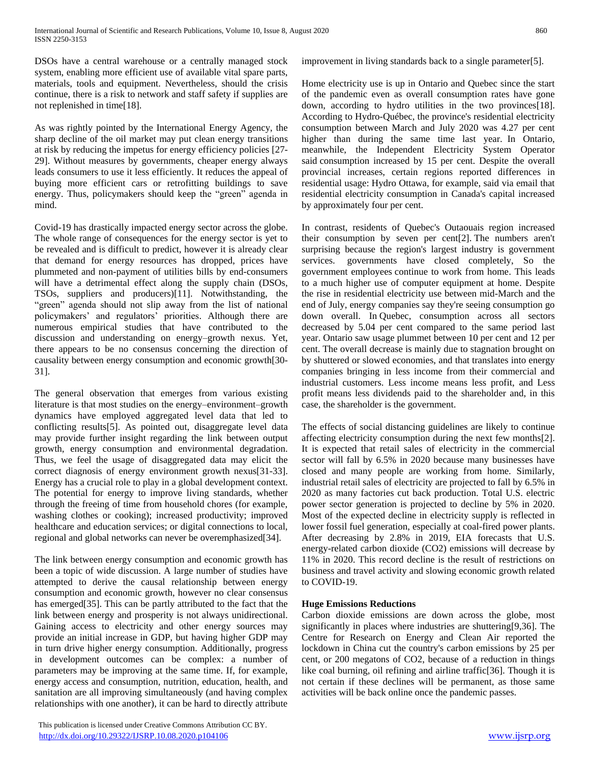DSOs have a central warehouse or a centrally managed stock system, enabling more efficient use of available vital spare parts, materials, tools and equipment. Nevertheless, should the crisis continue, there is a risk to network and staff safety if supplies are not replenished in time[18].

As was rightly pointed by the International Energy Agency, the sharp decline of the oil market may put clean energy transitions at risk by reducing the impetus for energy efficiency policies [27-29]. Without measures by governments, cheaper energy always leads consumers to use it less efficiently. It reduces the appeal of buying more efficient cars or retrofitting buildings to save energy. Thus, policymakers should keep the "green" agenda in mind.

Covid-19 has drastically impacted energy sector across the globe. The whole range of consequences for the energy sector is yet to be revealed and is difficult to predict, however it is already clear that demand for energy resources has dropped, prices have plummeted and non-payment of utilities bills by end-consumers will have a detrimental effect along the supply chain (DSOs, TSOs, suppliers and producers)[11]. Notwithstanding, the "green" agenda should not slip away from the list of national policymakers' and regulators' priorities. Although there are numerous empirical studies that have contributed to the discussion and understanding on energy–growth nexus. Yet, there appears to be no consensus concerning the direction of causality between energy consumption and economic growth[30-31].

The general observation that emerges from various existing literature is that most studies on the energy–environment–growth dynamics have employed aggregated level data that led to conflicting results[5]. As pointed out, disaggregate level data may provide further insight regarding the link between output growth, energy consumption and environmental degradation. Thus, we feel the usage of disaggregated data may elicit the correct diagnosis of energy environment growth nexus[31-33]. Energy has a crucial role to play in a global development context. The potential for energy to improve living standards, whether through the freeing of time from household chores (for example, washing clothes or cooking); increased productivity; improved healthcare and education services; or digital connections to local, regional and global networks can never be overemphasized[34].

The link between energy consumption and economic growth has been a topic of wide discussion. A large number of studies have attempted to derive the causal relationship between energy consumption and economic growth, however no clear consensus has emerged[35]. This can be partly attributed to the fact that the link between energy and prosperity is not always unidirectional. Gaining access to electricity and other energy sources may provide an initial increase in GDP, but having higher GDP may in turn drive higher energy consumption. Additionally, progress in development outcomes can be complex: a number of parameters may be improving at the same time. If, for example, energy access and consumption, nutrition, education, health, and sanitation are all improving simultaneously (and having complex relationships with one another), it can be hard to directly attribute improvement in living standards back to a single parameter[5].

Home electricity use is up in Ontario and Quebec since the start of the pandemic even as overall consumption rates have gone down, according to hydro utilities in the two provinces[18]. According to Hydro-Québec, the province's residential electricity consumption between March and July 2020 was 4.27 per cent higher than during the same time last year. In Ontario, meanwhile, the Independent Electricity System Operator said consumption increased by 15 per cent. Despite the overall provincial increases, certain regions reported differences in residential usage: Hydro Ottawa, for example, said via email that residential electricity consumption in Canada's capital increased by approximately four per cent.

In contrast, residents of Quebec's Outaouais region increased their consumption by seven per cent[2]. The numbers aren't surprising because the region's largest industry is government services. governments have closed completely, So the government employees continue to work from home. This leads to a much higher use of computer equipment at home. Despite the rise in residential electricity use between mid-March and the end of July, energy companies say they're seeing consumption go down overall. In Quebec, consumption across all sectors decreased by 5.04 per cent compared to the same period last year. Ontario saw usage plummet between 10 per cent and 12 per cent. The overall decrease is mainly due to stagnation brought on by shuttered or slowed economies, and that translates into energy companies bringing in less income from their commercial and industrial customers. Less income means less profit, and Less profit means less dividends paid to the shareholder and, in this case, the shareholder is the government.

The effects of social distancing guidelines are likely to continue affecting electricity consumption during the next few months[2]. It is expected that retail sales of electricity in the commercial sector will fall by 6.5% in 2020 because many businesses have closed and many people are working from home. Similarly, industrial retail sales of electricity are projected to fall by 6.5% in 2020 as many factories cut back production. Total U.S. electric power sector generation is projected to decline by 5% in 2020. Most of the expected decline in electricity supply is reflected in lower fossil fuel generation, especially at coal-fired power plants. After decreasing by 2.8% in 2019, EIA forecasts that U.S. energy-related carbon dioxide ($CO_2$) emissions will decrease by 11% in 2020. This record decline is the result of restrictions on business and travel activity and slowing economic growth related to COVID-19.

**Huge Emissions Reductions**

Carbon dioxide emissions are down across the globe, most significantly in places where industries are shuttering[9,36]. The Centre for Research on Energy and Clean Air reported the lockdown in China cut the country's carbon emissions by 25 per cent, or 200 megatons of $CO_2$, because of a reduction in things like coal burning, oil refining and airline traffic[36]. Though it is not certain if these declines will be permanent, as those same activities will be back online once the pandemic passes.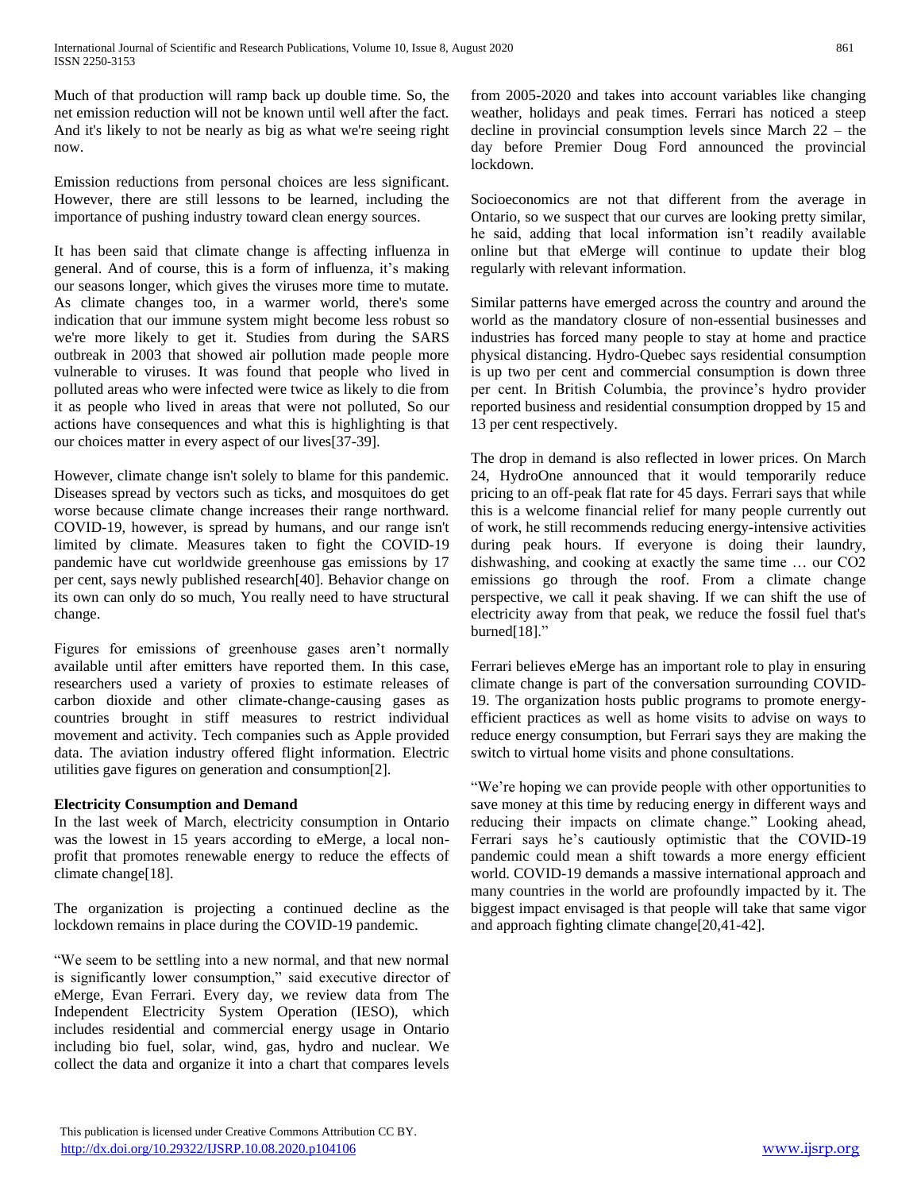Much of that production will ramp back up double time. So, the net emission reduction will not be known until well after the fact. And it's likely to not be nearly as big as what we're seeing right now.

Emission reductions from personal choices are less significant. However, there are still lessons to be learned, including the importance of pushing industry toward clean energy sources.

It has been said that climate change is affecting influenza in general. And of course, this is a form of influenza, it's making our seasons longer, which gives the viruses more time to mutate. As climate changes too, in a warmer world, there's some indication that our immune system might become less robust so we're more likely to get it. Studies from during the SARS outbreak in 2003 that showed air pollution made people more vulnerable to viruses. It was found that people who lived in polluted areas who were infected were twice as likely to die from it as people who lived in areas that were not polluted, So our actions have consequences and what this is highlighting is that our choices matter in every aspect of our lives[37-39].

However, climate change isn't solely to blame for this pandemic. Diseases spread by vectors such as ticks, and mosquitoes do get worse because climate change increases their range northward. COVID-19, however, is spread by humans, and our range isn't limited by climate. Measures taken to fight the COVID-19 pandemic have cut worldwide greenhouse gas emissions by 17 per cent, says newly published research[40]. Behavior change on its own can only do so much, You really need to have structural change.

Figures for emissions of greenhouse gases aren't normally available until after emitters have reported them. In this case, researchers used a variety of proxies to estimate releases of carbon dioxide and other climate-change-causing gases as countries brought in stiff measures to restrict individual movement and activity. Tech companies such as Apple provided data. The aviation industry offered flight information. Electric utilities gave figures on generation and consumption[2].

**Electricity Consumption and Demand**

In the last week of March, electricity consumption in Ontario was the lowest in 15 years according to eMerge, a local non-profit that promotes renewable energy to reduce the effects of climate change[18].

The organization is projecting a continued decline as the lockdown remains in place during the COVID-19 pandemic.

"We seem to be settling into a new normal, and that new normal is significantly lower consumption," said executive director of eMerge, Evan Ferrari. Every day, we review data from The Independent Electricity System Operation (IESO), which includes residential and commercial energy usage in Ontario including bio fuel, solar, wind, gas, hydro and nuclear. We collect the data and organize it into a chart that compares levels from 2005-2020 and takes into account variables like changing weather, holidays and peak times. Ferrari has noticed a steep decline in provincial consumption levels since March 22 – the day before Premier Doug Ford announced the provincial lockdown.

Socioeconomics are not that different from the average in Ontario, so we suspect that our curves are looking pretty similar, he said, adding that local information isn't readily available online but that eMerge will continue to update their blog regularly with relevant information.

Similar patterns have emerged across the country and around the world as the mandatory closure of non-essential businesses and industries has forced many people to stay at home and practice physical distancing. Hydro-Quebec says residential consumption is up two per cent and commercial consumption is down three per cent. In British Columbia, the province's hydro provider reported business and residential consumption dropped by 15 and 13 per cent respectively.

The drop in demand is also reflected in lower prices. On March 24, HydroOne announced that it would temporarily reduce pricing to an off-peak flat rate for 45 days. Ferrari says that while this is a welcome financial relief for many people currently out of work, he still recommends reducing energy-intensive activities during peak hours. If everyone is doing their laundry, dishwashing, and cooking at exactly the same time … our CO2 emissions go through the roof. From a climate change perspective, we call it peak shaving. If we can shift the use of electricity away from that peak, we reduce the fossil fuel that's burned[18]."

Ferrari believes eMerge has an important role to play in ensuring climate change is part of the conversation surrounding COVID-19. The organization hosts public programs to promote energy-efficient practices as well as home visits to advise on ways to reduce energy consumption, but Ferrari says they are making the switch to virtual home visits and phone consultations.

"We're hoping we can provide people with other opportunities to save money at this time by reducing energy in different ways and reducing their impacts on climate change." Looking ahead, Ferrari says he's cautiously optimistic that the COVID-19 pandemic could mean a shift towards a more energy efficient world. COVID-19 demands a massive international approach and many countries in the world are profoundly impacted by it. The biggest impact envisaged is that people will take that same vigor and approach fighting climate change[20,41-42].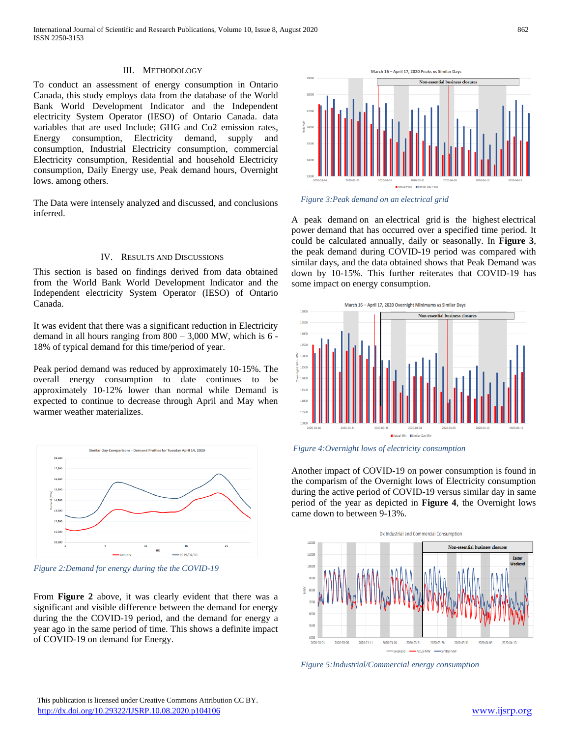## III. Methodology

To conduct an assessment of energy consumption in Ontario Canada, this study employs data from the database of the World Bank World Development Indicator and the Independent electricity System Operator (IESO) of Ontario Canada. data variables that are used Include; GHG and Co2 emission rates, Energy consumption, Electricity demand, supply and consumption, Industrial Electricity consumption, commercial Electricity consumption, Residential and household Electricity consumption, Daily Energy use, Peak demand hours, Overnight lows. among others.

The Data were intensely analyzed and discussed, and conclusions inferred.

## IV. Results and Discussions

This section is based on findings derived from data obtained from the World Bank World Development Indicator and the Independent electricity System Operator (IESO) of Ontario Canada.

It was evident that there was a significant reduction in Electricity demand in all hours ranging from 800 – 3,000 MW, which is 6 - 18% of typical demand for this time/period of year.

Peak period demand was reduced by approximately 10-15%. The overall energy consumption to date continues to be approximately 10-12% lower than normal while Demand is expected to continue to decrease through April and May when warmer weather materializes.

*Figure 2:Demand for energy during the the COVID-19*

From **Figure 2** above, it was clearly evident that there was a significant and visible difference between the demand for energy during the the COVID-19 period, and the demand for energy a year ago in the same period of time. This shows a definite impact of COVID-19 on demand for Energy.

*Figure 3:Peak demand on an electrical grid*

A peak demand on an electrical grid is the highest electrical power demand that has occurred over a specified time period. It could be calculated annually, daily or seasonally. In **Figure 3**, the peak demand during COVID-19 period was compared with similar days, and the data obtained shows that Peak Demand was down by 10-15%. This further reiterates that COVID-19 has some impact on energy consumption.

*Figure 4:Overnight lows of electricity consumption*

Another impact of COVID-19 on power consumption is found in the comparism of the Overnight lows of Electricity consumption during the active period of COVID-19 versus similar day in same period of the year as depicted in **Figure 4**, the Overnight lows came down to between 9-13%.

*Figure 5:Industrial/Commercial energy consumption*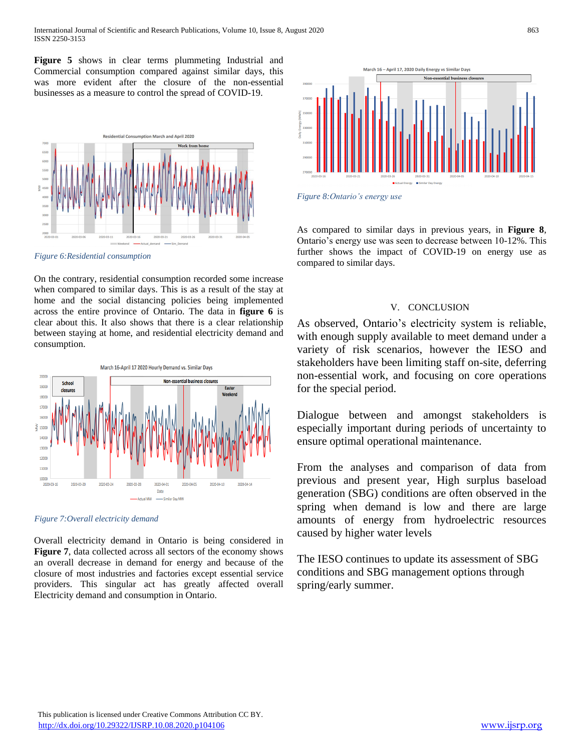**Figure 5** shows in clear terms plummeting Industrial and Commercial consumption compared against similar days, this was more evident after the closure of the non-essential businesses as a measure to control the spread of COVID-19.

*Figure 6:Residential consumption*

On the contrary, residential consumption recorded some increase when compared to similar days. This is as a result of the stay at home and the social distancing policies being implemented across the entire province of Ontario. The data in **figure 6** is clear about this. It also shows that there is a clear relationship between staying at home, and residential electricity demand and consumption.

*Figure 7:Overall electricity demand*

Overall electricity demand in Ontario is being considered in **Figure 7**, data collected across all sectors of the economy shows an overall decrease in demand for energy and because of the closure of most industries and factories except essential service providers. This singular act has greatly affected overall Electricity demand and consumption in Ontario.

*Figure 8:Ontario's energy use*

As compared to similar days in previous years, in **Figure 8**, Ontario's energy use was seen to decrease between 10-12%. This further shows the impact of COVID-19 on energy use as compared to similar days.

## V. CONCLUSION

As observed, Ontario's electricity system is reliable, with enough supply available to meet demand under a variety of risk scenarios, however the IESO and stakeholders have been limiting staff on-site, deferring non-essential work, and focusing on core operations for the special period.

Dialogue between and amongst stakeholders is especially important during periods of uncertainty to ensure optimal operational maintenance.

From the analyses and comparison of data from previous and present year, High surplus baseload generation (SBG) conditions are often observed in the spring when demand is low and there are large amounts of energy from hydroelectric resources caused by higher water levels

The IESO continues to update its assessment of SBG conditions and SBG management options through spring/early summer.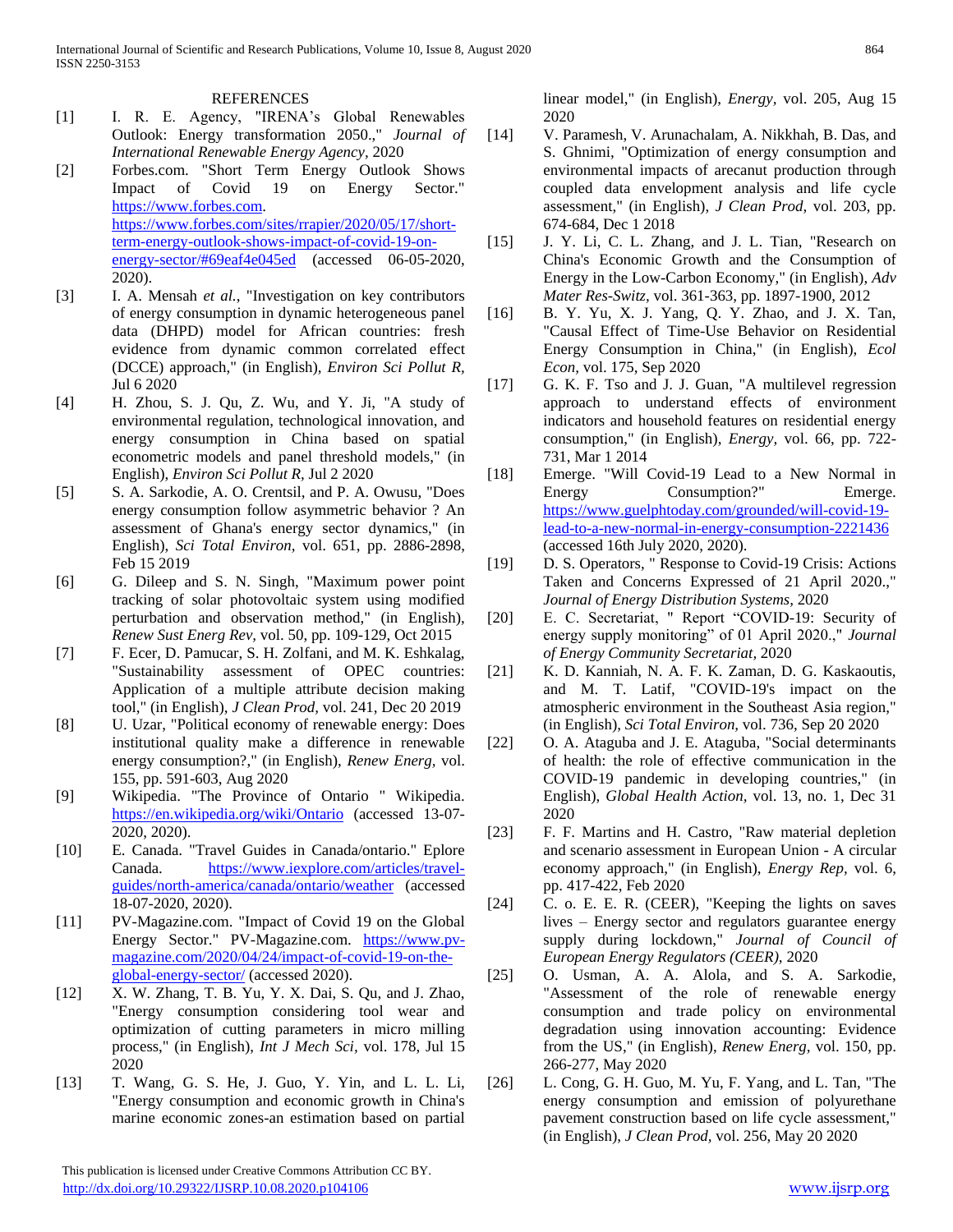## REFERENCES

[1] I. R. E. Agency, "IRENA's Global Renewables Outlook: Energy transformation 2050.," *Journal of International Renewable Energy Agency,* 2020

[2] Forbes.com. "Short Term Energy Outlook Shows Impact of Covid 19 on Energy Sector." https://www.forbes.com. https://www.forbes.com/sites/rrapier/2020/05/17/short-term-energy-outlook-shows-impact-of-covid-19-on-energy-sector/#69eaf4e045ed (accessed 06-05-2020, 2020).

[3] I. A. Mensah *et al.*, "Investigation on key contributors of energy consumption in dynamic heterogeneous panel data (DHPD) model for African countries: fresh evidence from dynamic common correlated effect (DCCE) approach," (in English), *Environ Sci Pollut R,* Jul 6 2020

[4] H. Zhou, S. J. Qu, Z. Wu, and Y. Ji, "A study of environmental regulation, technological innovation, and energy consumption in China based on spatial econometric models and panel threshold models," (in English), *Environ Sci Pollut R,* Jul 2 2020

[5] S. A. Sarkodie, A. O. Crentsil, and P. A. Owusu, "Does energy consumption follow asymmetric behavior ? An assessment of Ghana's energy sector dynamics," (in English), *Sci Total Environ,* vol. 651, pp. 2886-2898, Feb 15 2019

[6] G. Dileep and S. N. Singh, "Maximum power point tracking of solar photovoltaic system using modified perturbation and observation method," (in English), *Renew Sust Energ Rev,* vol. 50, pp. 109-129, Oct 2015

[7] F. Ecer, D. Pamucar, S. H. Zolfani, and M. K. Eshkalag, "Sustainability assessment of OPEC countries: Application of a multiple attribute decision making tool," (in English), *J Clean Prod,* vol. 241, Dec 20 2019

[8] U. Uzar, "Political economy of renewable energy: Does institutional quality make a difference in renewable energy consumption?," (in English), *Renew Energ,* vol. 155, pp. 591-603, Aug 2020

[9] Wikipedia. "The Province of Ontario " Wikipedia. https://en.wikipedia.org/wiki/Ontario (accessed 13-07-2020, 2020).

[10] E. Canada. "Travel Guides in Canada/ontario." Eplore Canada. https://www.iexplore.com/articles/travel-guides/north-america/canada/ontario/weather (accessed 18-07-2020, 2020).

[11] PV-Magazine.com. "Impact of Covid 19 on the Global Energy Sector." PV-Magazine.com. https://www.pv-magazine.com/2020/04/24/impact-of-covid-19-on-the-global-energy-sector/ (accessed 2020).

[12] X. W. Zhang, T. B. Yu, Y. X. Dai, S. Qu, and J. Zhao, "Energy consumption considering tool wear and optimization of cutting parameters in micro milling process," (in English), *Int J Mech Sci,* vol. 178, Jul 15 2020

[13] T. Wang, G. S. He, J. Guo, Y. Yin, and L. L. Li, "Energy consumption and economic growth in China's marine economic zones-an estimation based on partial linear model," (in English), *Energy,* vol. 205, Aug 15 2020

[14] V. Paramesh, V. Arunachalam, A. Nikkhah, B. Das, and S. Ghnimi, "Optimization of energy consumption and environmental impacts of arecanut production through coupled data envelopment analysis and life cycle assessment," (in English), *J Clean Prod,* vol. 203, pp. 674-684, Dec 1 2018

[15] J. Y. Li, C. L. Zhang, and J. L. Tian, "Research on China's Economic Growth and the Consumption of Energy in the Low-Carbon Economy," (in English), *Adv Mater Res-Switz,* vol. 361-363, pp. 1897-1900, 2012

[16] B. Y. Yu, X. J. Yang, Q. Y. Zhao, and J. X. Tan, "Causal Effect of Time-Use Behavior on Residential Energy Consumption in China," (in English), *Ecol Econ,* vol. 175, Sep 2020

[17] G. K. F. Tso and J. J. Guan, "A multilevel regression approach to understand effects of environment indicators and household features on residential energy consumption," (in English), *Energy,* vol. 66, pp. 722-731, Mar 1 2014

[18] Emerge. "Will Covid-19 Lead to a New Normal in Energy Consumption?" Emerge. https://www.guelphtoday.com/grounded/will-covid-19-lead-to-a-new-normal-in-energy-consumption-2221436 (accessed 16th July 2020, 2020).

[19] D. S. Operators, " Response to Covid-19 Crisis: Actions Taken and Concerns Expressed of 21 April 2020.," *Journal of Energy Distribution Systems,* 2020

[20] E. C. Secretariat, " Report "COVID-19: Security of energy supply monitoring" of 01 April 2020.," *Journal of Energy Community Secretariat,* 2020

[21] K. D. Kanniah, N. A. F. K. Zaman, D. G. Kaskaoutis, and M. T. Latif, "COVID-19's impact on the atmospheric environment in the Southeast Asia region," (in English), *Sci Total Environ,* vol. 736, Sep 20 2020

[22] O. A. Ataguba and J. E. Ataguba, "Social determinants of health: the role of effective communication in the COVID-19 pandemic in developing countries," (in English), *Global Health Action,* vol. 13, no. 1, Dec 31 2020

[23] F. F. Martins and H. Castro, "Raw material depletion and scenario assessment in European Union - A circular economy approach," (in English), *Energy Rep,* vol. 6, pp. 417-422, Feb 2020

[24] C. o. E. E. R. (CEER), "Keeping the lights on saves lives – Energy sector and regulators guarantee energy supply during lockdown," *Journal of Council of European Energy Regulators (CEER),* 2020

[25] O. Usman, A. A. Alola, and S. A. Sarkodie, "Assessment of the role of renewable energy consumption and trade policy on environmental degradation using innovation accounting: Evidence from the US," (in English), *Renew Energ,* vol. 150, pp. 266-277, May 2020

[26] L. Cong, G. H. Guo, M. Yu, F. Yang, and L. Tan, "The energy consumption and emission of polyurethane pavement construction based on life cycle assessment," (in English), *J Clean Prod,* vol. 256, May 20 2020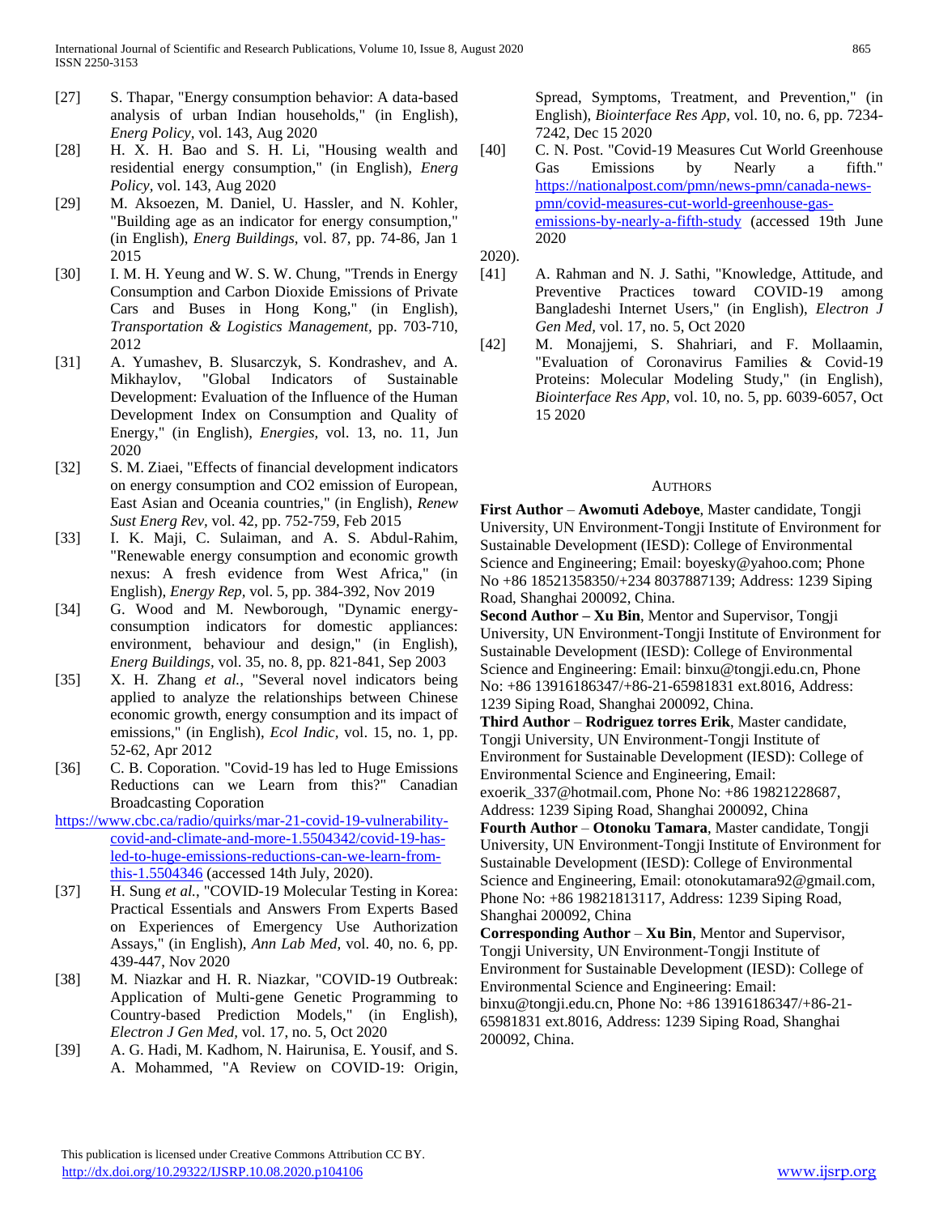[27] S. Thapar, "Energy consumption behavior: A data-based analysis of urban Indian households," (in English), *Energ Policy,* vol. 143, Aug 2020

[28] H. X. H. Bao and S. H. Li, "Housing wealth and residential energy consumption," (in English), *Energ Policy,* vol. 143, Aug 2020

[29] M. Aksoezen, M. Daniel, U. Hassler, and N. Kohler, "Building age as an indicator for energy consumption," (in English), *Energ Buildings,* vol. 87, pp. 74-86, Jan 1 2015

[30] I. M. H. Yeung and W. S. W. Chung, "Trends in Energy Consumption and Carbon Dioxide Emissions of Private Cars and Buses in Hong Kong," (in English), *Transportation & Logistics Management,* pp. 703-710, 2012

[31] A. Yumashev, B. Slusarczyk, S. Kondrashev, and A. Mikhaylov, "Global Indicators of Sustainable Development: Evaluation of the Influence of the Human Development Index on Consumption and Quality of Energy," (in English), *Energies,* vol. 13, no. 11, Jun 2020

[32] S. M. Ziaei, "Effects of financial development indicators on energy consumption and CO2 emission of European, East Asian and Oceania countries," (in English), *Renew Sust Energ Rev,* vol. 42, pp. 752-759, Feb 2015

[33] I. K. Maji, C. Sulaiman, and A. S. Abdul-Rahim, "Renewable energy consumption and economic growth nexus: A fresh evidence from West Africa," (in English), *Energy Rep,* vol. 5, pp. 384-392, Nov 2019

[34] G. Wood and M. Newborough, "Dynamic energy-consumption indicators for domestic appliances: environment, behaviour and design," (in English), *Energ Buildings,* vol. 35, no. 8, pp. 821-841, Sep 2003

[35] X. H. Zhang *et al.*, "Several novel indicators being applied to analyze the relationships between Chinese economic growth, energy consumption and its impact of emissions," (in English), *Ecol Indic,* vol. 15, no. 1, pp. 52-62, Apr 2012

[36] C. B. Coporation. "Covid-19 has led to Huge Emissions Reductions can we Learn from this?" Canadian Broadcasting Coporation https://www.cbc.ca/radio/quirks/mar-21-covid-19-vulnerability-covid-and-climate-and-more-1.5504342/covid-19-has-led-to-huge-emissions-reductions-can-we-learn-from-this-1.5504346 (accessed 14th July, 2020).

[37] H. Sung *et al.*, "COVID-19 Molecular Testing in Korea: Practical Essentials and Answers From Experts Based on Experiences of Emergency Use Authorization Assays," (in English), *Ann Lab Med,* vol. 40, no. 6, pp. 439-447, Nov 2020

[38] M. Niazkar and H. R. Niazkar, "COVID-19 Outbreak: Application of Multi-gene Genetic Programming to Country-based Prediction Models," (in English), *Electron J Gen Med,* vol. 17, no. 5, Oct 2020

[39] A. G. Hadi, M. Kadhom, N. Hairunisa, E. Yousif, and S. A. Mohammed, "A Review on COVID-19: Origin, Spread, Symptoms, Treatment, and Prevention," (in English), *Biointerface Res App,* vol. 10, no. 6, pp. 7234-7242, Dec 15 2020

[40] C. N. Post. "Covid-19 Measures Cut World Greenhouse Gas Emissions by Nearly a fifth." https://nationalpost.com/pmn/news-pmn/canada-news-pmn/covid-measures-cut-world-greenhouse-gas-emissions-by-nearly-a-fifth-study (accessed 19th June 2020 2020).

[41] A. Rahman and N. J. Sathi, "Knowledge, Attitude, and Preventive Practices toward COVID-19 among Bangladeshi Internet Users," (in English), *Electron J Gen Med,* vol. 17, no. 5, Oct 2020

[42] M. Monajjemi, S. Shahriari, and F. Mollaamin, "Evaluation of Coronavirus Families & Covid-19 Proteins: Molecular Modeling Study," (in English), *Biointerface Res App,* vol. 10, no. 5, pp. 6039-6057, Oct 15 2020

## Authors

**First Author** – **Awomuti Adeboye**, Master candidate, Tongji University, UN Environment-Tongji Institute of Environment for Sustainable Development (IESD): College of Environmental Science and Engineering; Email: boyesky@yahoo.com; Phone No +86 18521358350/+234 8037887139; Address: 1239 Siping Road, Shanghai 200092, China.

**Second Author – Xu Bin**, Mentor and Supervisor, Tongji University, UN Environment-Tongji Institute of Environment for Sustainable Development (IESD): College of Environmental Science and Engineering: Email: binxu@tongji.edu.cn, Phone No: +86 13916186347/+86-21-65981831 ext.8016, Address: 1239 Siping Road, Shanghai 200092, China.

**Third Author** – **Rodriguez torres Erik**, Master candidate, Tongji University, UN Environment-Tongji Institute of Environment for Sustainable Development (IESD): College of Environmental Science and Engineering, Email: exoerik_337@hotmail.com, Phone No: +86 19821228687, Address: 1239 Siping Road, Shanghai 200092, China

**Fourth Author** – **Otonoku Tamara**, Master candidate, Tongji University, UN Environment-Tongji Institute of Environment for Sustainable Development (IESD): College of Environmental Science and Engineering, Email: otonokutamara92@gmail.com, Phone No: +86 19821813117, Address: 1239 Siping Road, Shanghai 200092, China

**Corresponding Author** – **Xu Bin**, Mentor and Supervisor, Tongji University, UN Environment-Tongji Institute of Environment for Sustainable Development (IESD): College of Environmental Science and Engineering: Email: binxu@tongji.edu.cn, Phone No: +86 13916186347/+86-21-65981831 ext.8016, Address: 1239 Siping Road, Shanghai 200092, China.